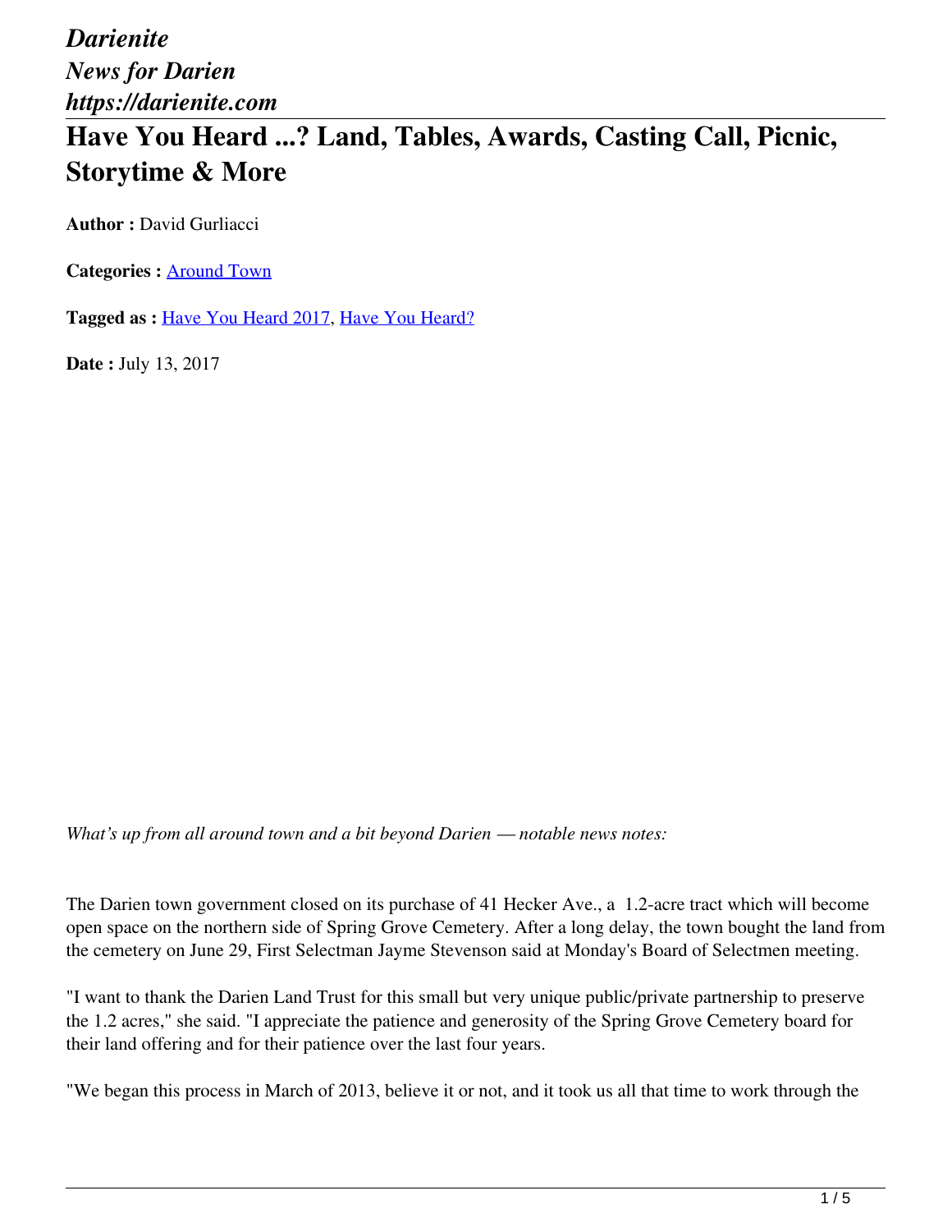*Darienite*
*News for Darien*
*https://darienite.com*

# Have You Heard ...? Land, Tables, Awards, Casting Call, Picnic, Storytime & More

**Author :** David Gurliacci

**Categories :** Around Town

**Tagged as :** Have You Heard 2017, Have You Heard?

**Date :** July 13, 2017

*What's up from all around town and a bit beyond Darien — notable news notes:*

The Darien town government closed on its purchase of 41 Hecker Ave., a 1.2-acre tract which will become open space on the northern side of Spring Grove Cemetery. After a long delay, the town bought the land from the cemetery on June 29, First Selectman Jayme Stevenson said at Monday's Board of Selectmen meeting.

"I want to thank the Darien Land Trust for this small but very unique public/private partnership to preserve the 1.2 acres," she said. "I appreciate the patience and generosity of the Spring Grove Cemetery board for their land offering and for their patience over the last four years.

"We began this process in March of 2013, believe it or not, and it took us all that time to work through the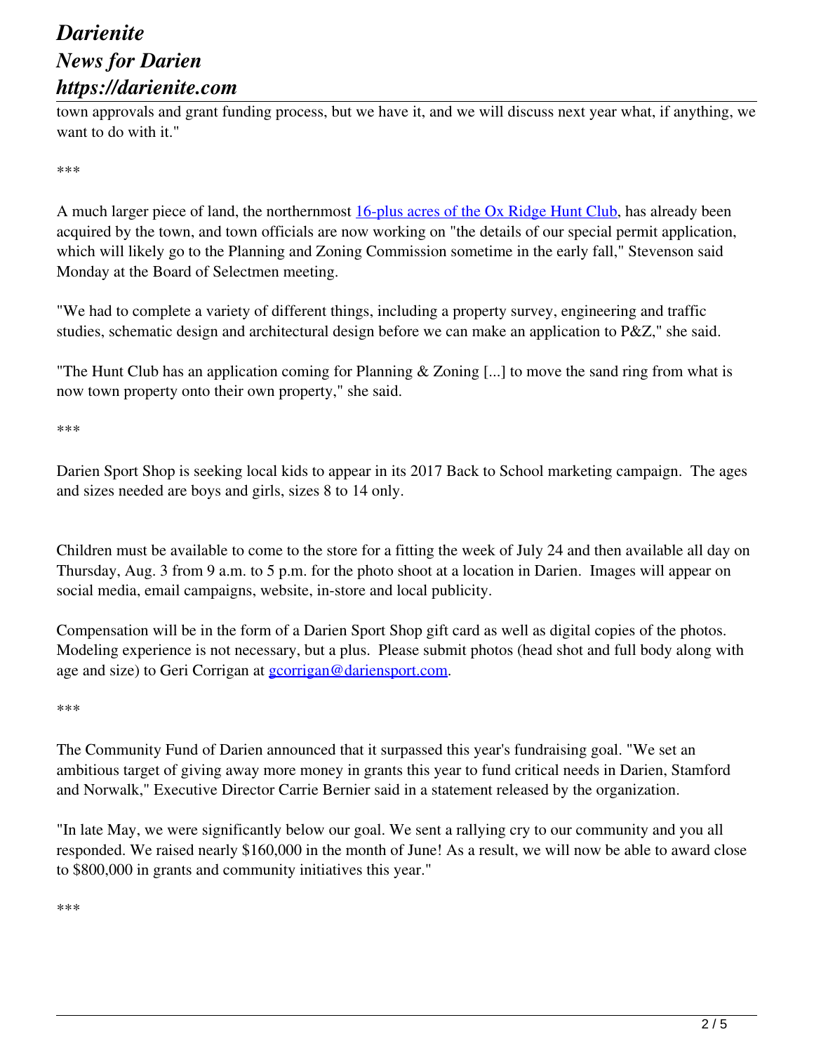town approvals and grant funding process, but we have it, and we will discuss next year what, if anything, we want to do with it."

***

A much larger piece of land, the northernmost [16-plus acres of the Ox Ridge Hunt Club](), has already been acquired by the town, and town officials are now working on "the details of our special permit application, which will likely go to the Planning and Zoning Commission sometime in the early fall," Stevenson said Monday at the Board of Selectmen meeting.

"We had to complete a variety of different things, including a property survey, engineering and traffic studies, schematic design and architectural design before we can make an application to P&Z," she said.

"The Hunt Club has an application coming for Planning & Zoning [...] to move the sand ring from what is now town property onto their own property," she said.

***

Darien Sport Shop is seeking local kids to appear in its 2017 Back to School marketing campaign. The ages and sizes needed are boys and girls, sizes 8 to 14 only.

Children must be available to come to the store for a fitting the week of July 24 and then available all day on Thursday, Aug. 3 from 9 a.m. to 5 p.m. for the photo shoot at a location in Darien. Images will appear on social media, email campaigns, website, in-store and local publicity.

Compensation will be in the form of a Darien Sport Shop gift card as well as digital copies of the photos. Modeling experience is not necessary, but a plus. Please submit photos (head shot and full body along with age and size) to Geri Corrigan at [gcorrigan@dariensport.com](mailto:gcorrigan@dariensport.com).

***

The Community Fund of Darien announced that it surpassed this year's fundraising goal. "We set an ambitious target of giving away more money in grants this year to fund critical needs in Darien, Stamford and Norwalk," Executive Director Carrie Bernier said in a statement released by the organization.

"In late May, we were significantly below our goal. We sent a rallying cry to our community and you all responded. We raised nearly $160,000 in the month of June! As a result, we will now be able to award close to $800,000 in grants and community initiatives this year."

***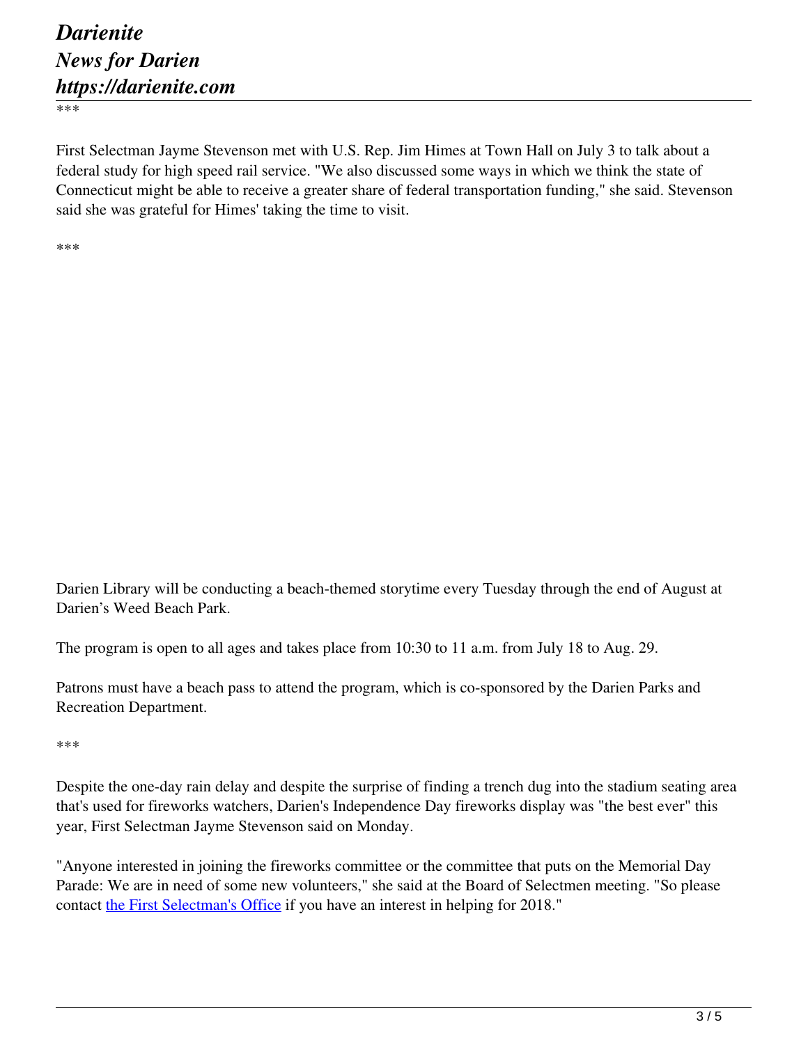***

First Selectman Jayme Stevenson met with U.S. Rep. Jim Himes at Town Hall on July 3 to talk about a federal study for high speed rail service. "We also discussed some ways in which we think the state of Connecticut might be able to receive a greater share of federal transportation funding," she said. Stevenson said she was grateful for Himes' taking the time to visit.

***

Darien Library will be conducting a beach-themed storytime every Tuesday through the end of August at Darien's Weed Beach Park.

The program is open to all ages and takes place from 10:30 to 11 a.m. from July 18 to Aug. 29.

Patrons must have a beach pass to attend the program, which is co-sponsored by the Darien Parks and Recreation Department.

***

Despite the one-day rain delay and despite the surprise of finding a trench dug into the stadium seating area that's used for fireworks watchers, Darien's Independence Day fireworks display was "the best ever" this year, First Selectman Jayme Stevenson said on Monday.

"Anyone interested in joining the fireworks committee or the committee that puts on the Memorial Day Parade: We are in need of some new volunteers," she said at the Board of Selectmen meeting. "So please contact [the First Selectman's Office] if you have an interest in helping for 2018."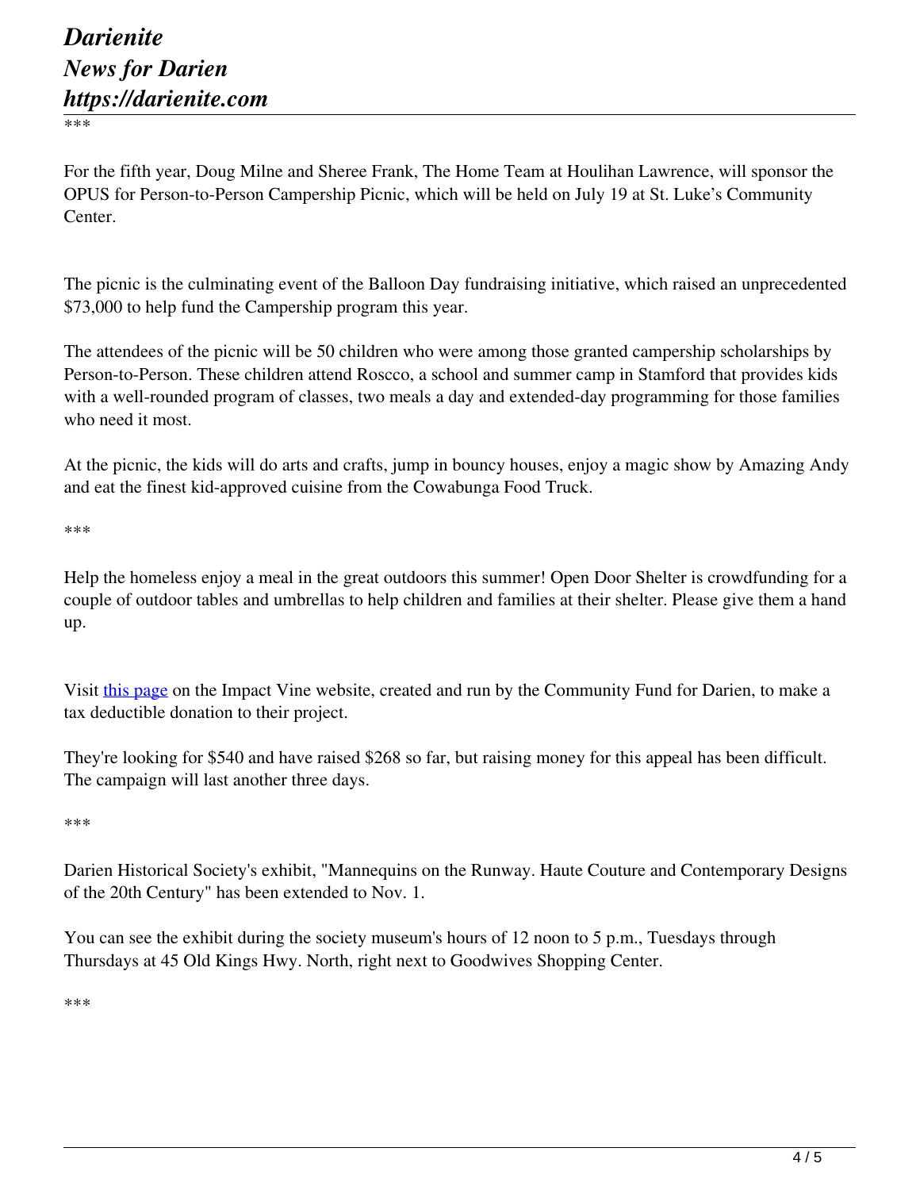***

For the fifth year, Doug Milne and Sheree Frank, The Home Team at Houlihan Lawrence, will sponsor the OPUS for Person-to-Person Campership Picnic, which will be held on July 19 at St. Luke's Community Center.

The picnic is the culminating event of the Balloon Day fundraising initiative, which raised an unprecedented $73,000 to help fund the Campership program this year.

The attendees of the picnic will be 50 children who were among those granted campership scholarships by Person-to-Person. These children attend Roscco, a school and summer camp in Stamford that provides kids with a well-rounded program of classes, two meals a day and extended-day programming for those families who need it most.

At the picnic, the kids will do arts and crafts, jump in bouncy houses, enjoy a magic show by Amazing Andy and eat the finest kid-approved cuisine from the Cowabunga Food Truck.

***

Help the homeless enjoy a meal in the great outdoors this summer! Open Door Shelter is crowdfunding for a couple of outdoor tables and umbrellas to help children and families at their shelter. Please give them a hand up.

Visit this page on the Impact Vine website, created and run by the Community Fund for Darien, to make a tax deductible donation to their project.

They're looking for $540 and have raised $268 so far, but raising money for this appeal has been difficult. The campaign will last another three days.

***

Darien Historical Society's exhibit, "Mannequins on the Runway. Haute Couture and Contemporary Designs of the 20th Century" has been extended to Nov. 1.

You can see the exhibit during the society museum's hours of 12 noon to 5 p.m., Tuesdays through Thursdays at 45 Old Kings Hwy. North, right next to Goodwives Shopping Center.

***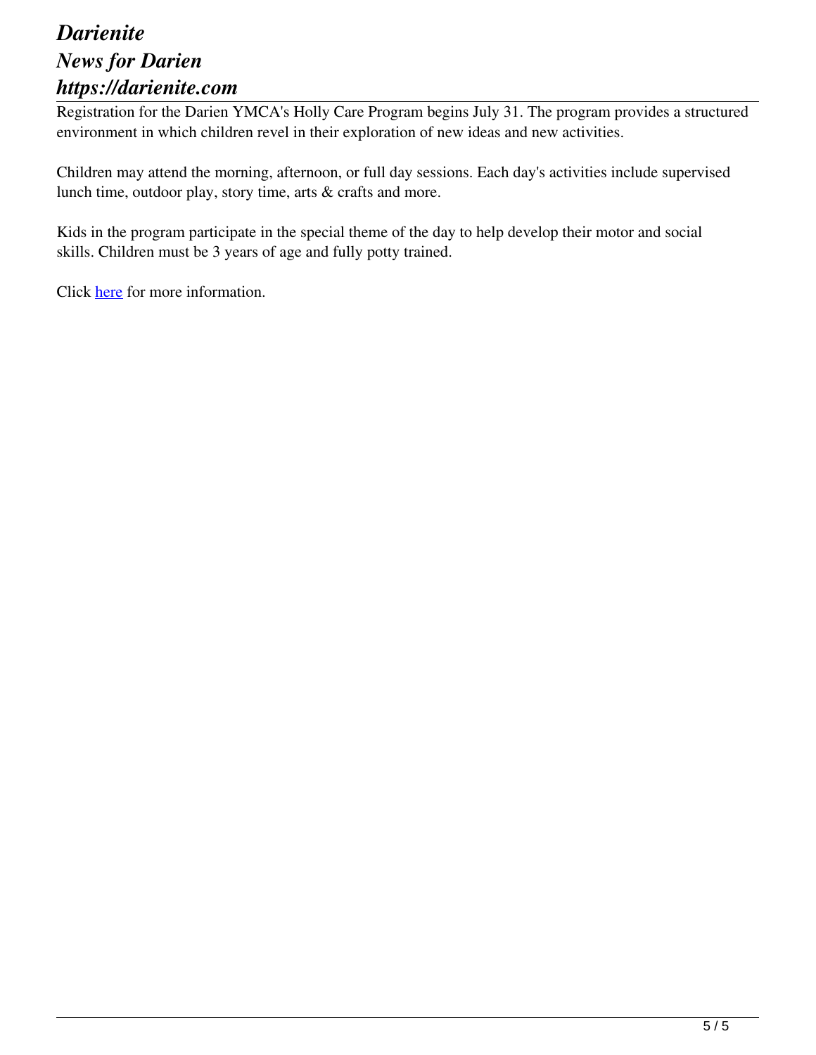Registration for the Darien YMCA's Holly Care Program begins July 31. The program provides a structured environment in which children revel in their exploration of new ideas and new activities.

Children may attend the morning, afternoon, or full day sessions. Each day's activities include supervised lunch time, outdoor play, story time, arts & crafts and more.

Kids in the program participate in the special theme of the day to help develop their motor and social skills. Children must be 3 years of age and fully potty trained.

Click here for more information.